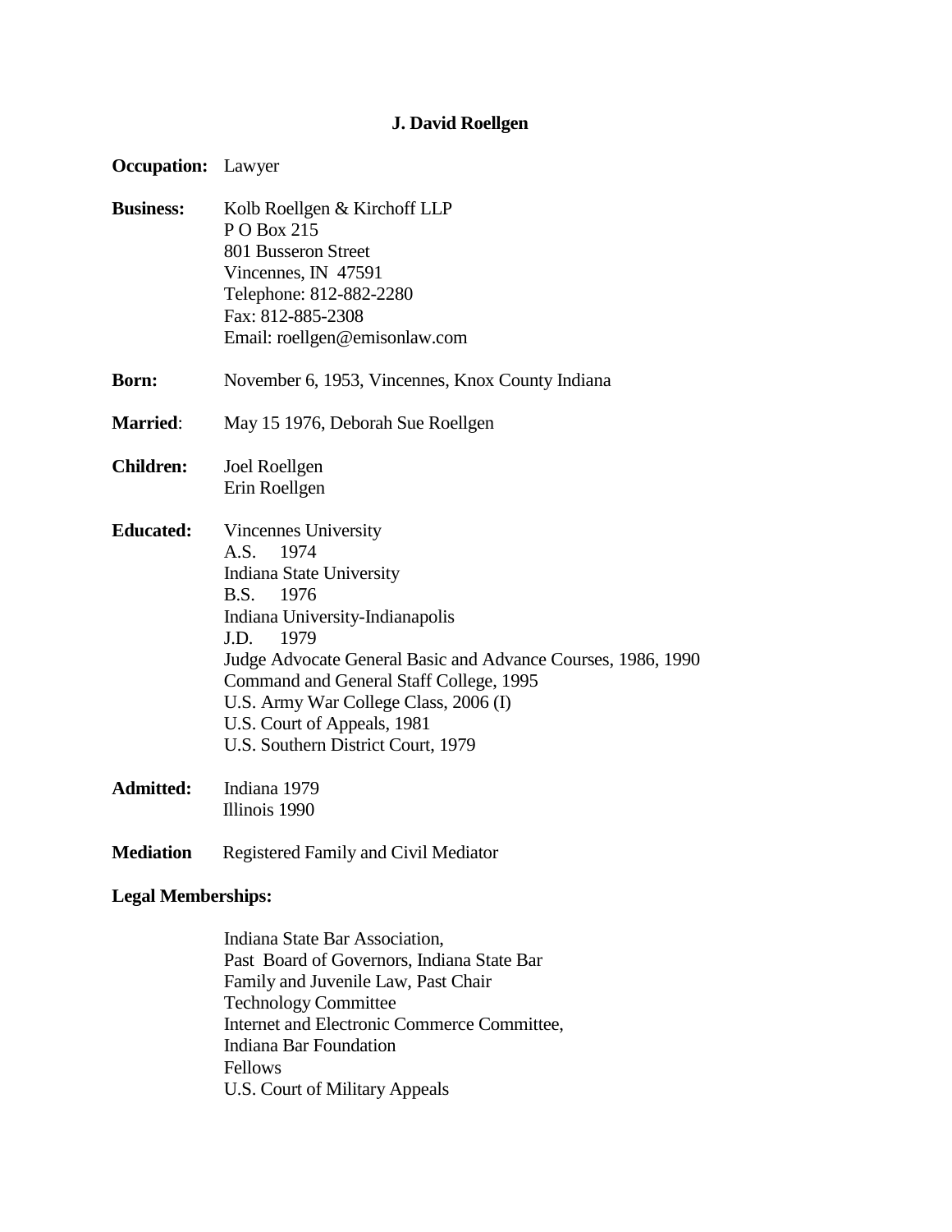# J. David Roellgen

**Occupation:** Lawyer

**Business:** Kolb Roellgen & Kirchoff LLP
P O Box 215
801 Busseron Street
Vincennes, IN 47591
Telephone: 812-882-2280
Fax: 812-885-2308
Email: roellgen@emisonlaw.com

**Born:** November 6, 1953, Vincennes, Knox County Indiana

**Married**: May 15 1976, Deborah Sue Roellgen

**Children:** Joel Roellgen
Erin Roellgen

**Educated:** Vincennes University
A.S. 1974
Indiana State University
B.S. 1976
Indiana University-Indianapolis
J.D. 1979
Judge Advocate General Basic and Advance Courses, 1986, 1990
Command and General Staff College, 1995
U.S. Army War College Class, 2006 (I)
U.S. Court of Appeals, 1981
U.S. Southern District Court, 1979

**Admitted:** Indiana 1979
Illinois 1990

**Mediation** Registered Family and Civil Mediator

**Legal Memberships:**

Indiana State Bar Association,
Past Board of Governors, Indiana State Bar
Family and Juvenile Law, Past Chair
Technology Committee
Internet and Electronic Commerce Committee,
Indiana Bar Foundation
Fellows
U.S. Court of Military Appeals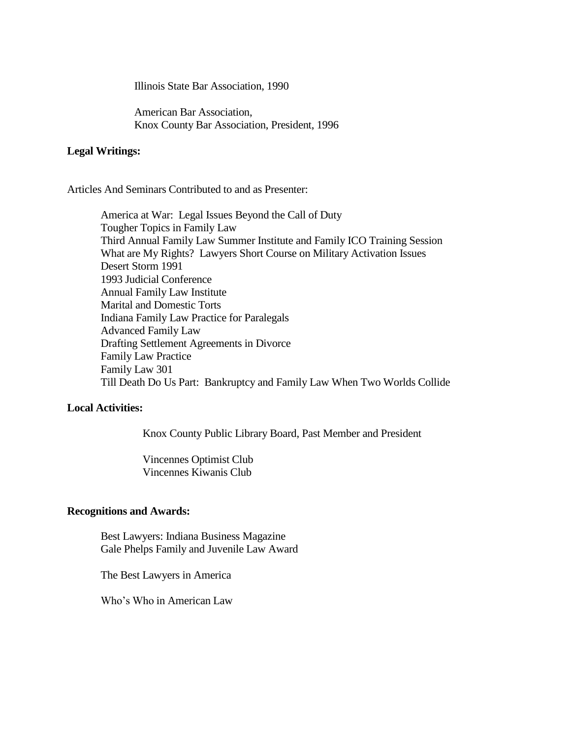Illinois State Bar Association, 1990

American Bar Association,
Knox County Bar Association, President, 1996

**Legal Writings:**

Articles And Seminars Contributed to and as Presenter:

America at War: Legal Issues Beyond the Call of Duty
Tougher Topics in Family Law
Third Annual Family Law Summer Institute and Family ICO Training Session
What are My Rights? Lawyers Short Course on Military Activation Issues
Desert Storm 1991
1993 Judicial Conference
Annual Family Law Institute
Marital and Domestic Torts
Indiana Family Law Practice for Paralegals
Advanced Family Law
Drafting Settlement Agreements in Divorce
Family Law Practice
Family Law 301
Till Death Do Us Part: Bankruptcy and Family Law When Two Worlds Collide

**Local Activities:**

Knox County Public Library Board, Past Member and President

Vincennes Optimist Club
Vincennes Kiwanis Club

**Recognitions and Awards:**

Best Lawyers: Indiana Business Magazine
Gale Phelps Family and Juvenile Law Award

The Best Lawyers in America

Who's Who in American Law